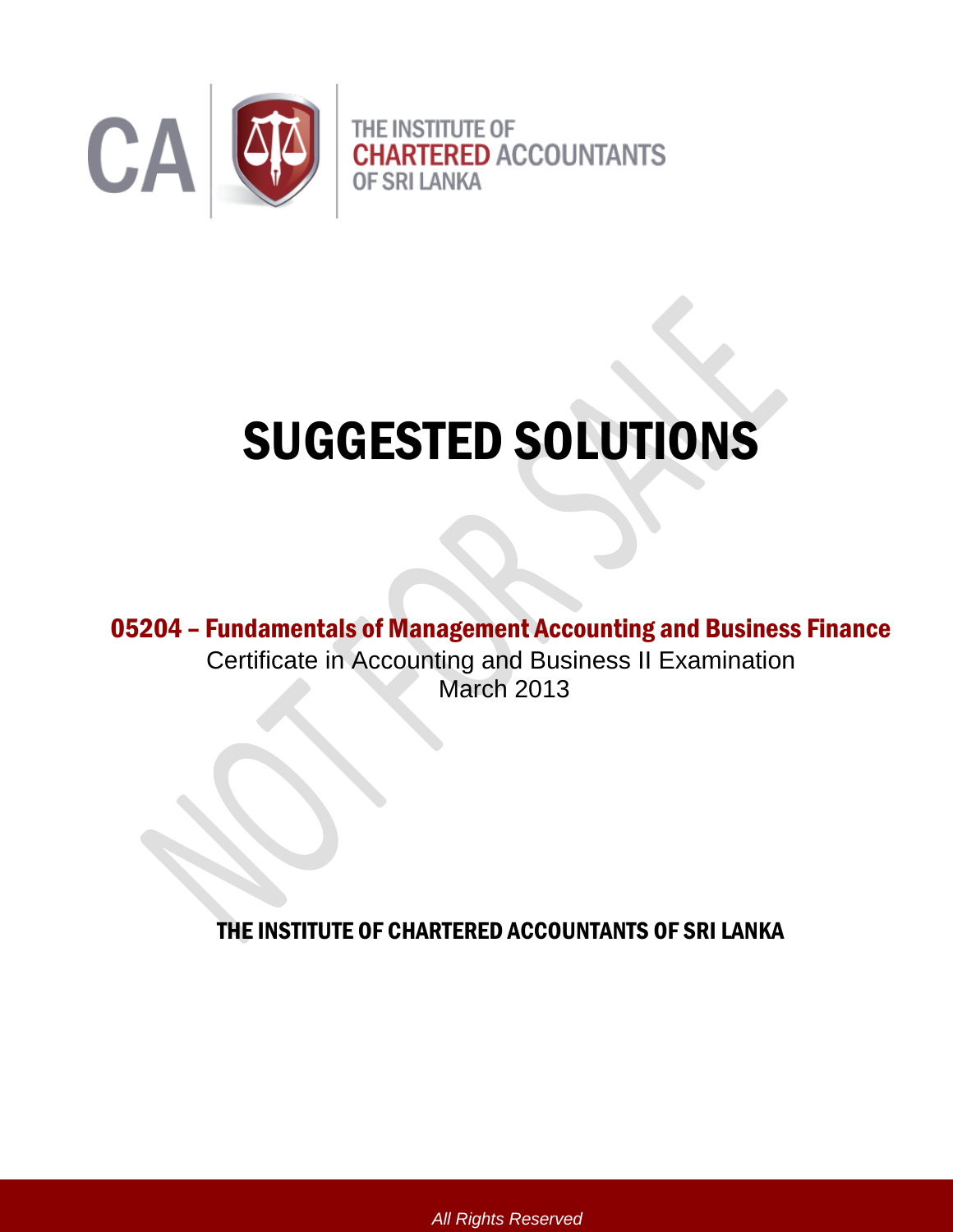CA | THE INSTITUTE OF CHARTERED ACCOUNTANTS OF SRI LANKA

# SUGGESTED SOLUTIONS

## 05204 – Fundamentals of Management Accounting and Business Finance

Certificate in Accounting and Business II Examination

March 2013

**THE INSTITUTE OF CHARTERED ACCOUNTANTS OF SRI LANKA**

*All Rights Reserved*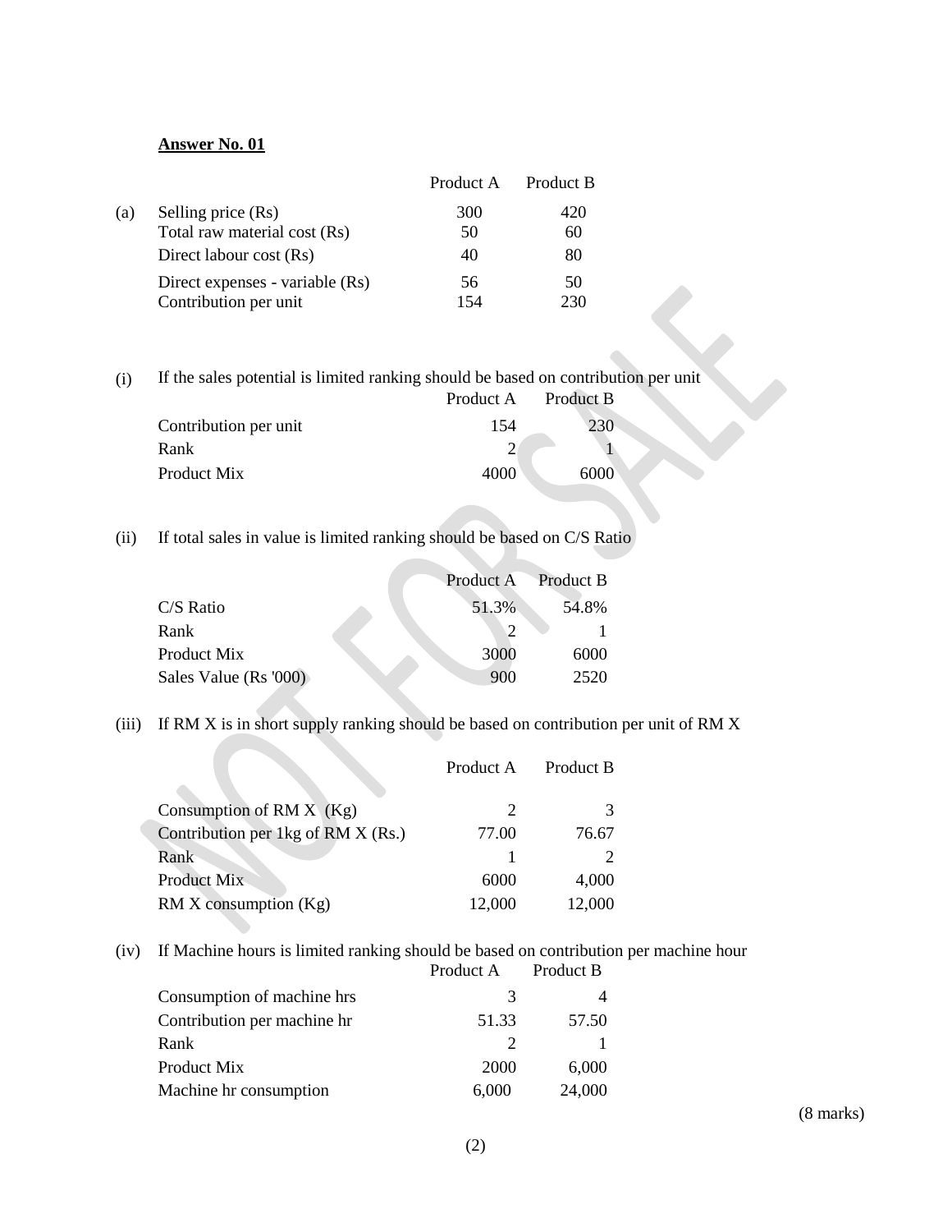**Answer No. 01**

| | | Product A | Product B |
|---|---|---|---|
| (a) | Selling price (Rs) | 300 | 420 |
| | Total raw material cost (Rs) | 50 | 60 |
| | Direct labour cost (Rs) | 40 | 80 |
| | Direct expenses - variable (Rs) | 56 | 50 |
| | Contribution per unit | 154 | 230 |

(i) If the sales potential is limited ranking should be based on contribution per unit

| | Product A | Product B |
|---|---|---|
| Contribution per unit | 154 | 230 |
| Rank | 2 | 1 |
| Product Mix | 4000 | 6000 |

(ii) If total sales in value is limited ranking should be based on C/S Ratio

| | Product A | Product B |
|---|---|---|
| C/S Ratio | 51.3% | 54.8% |
| Rank | 2 | 1 |
| Product Mix | 3000 | 6000 |
| Sales Value (Rs '000) | 900 | 2520 |

(iii) If RM X is in short supply ranking should be based on contribution per unit of RM X

| | Product A | Product B |
|---|---|---|
| Consumption of RM X (Kg) | 2 | 3 |
| Contribution per 1kg of RM X (Rs.) | 77.00 | 76.67 |
| Rank | 1 | 2 |
| Product Mix | 6000 | 4,000 |
| RM X consumption (Kg) | 12,000 | 12,000 |

(iv) If Machine hours is limited ranking should be based on contribution per machine hour

| | Product A | Product B |
|---|---|---|
| Consumption of machine hrs | 3 | 4 |
| Contribution per machine hr | 51.33 | 57.50 |
| Rank | 2 | 1 |
| Product Mix | 2000 | 6,000 |
| Machine hr consumption | 6,000 | 24,000 |

(8 marks)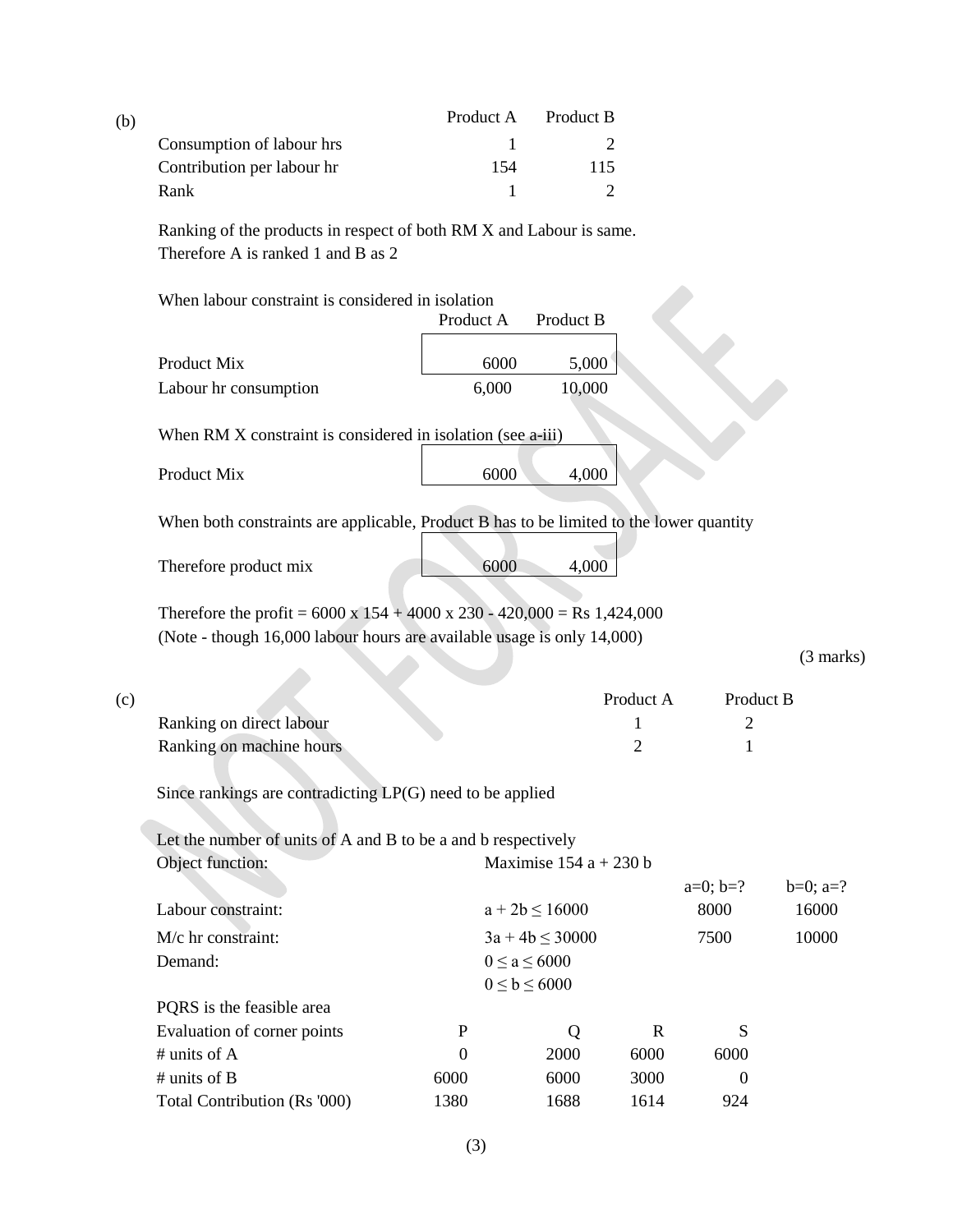(b)

| | Product A | Product B |
|---|---|---|
| Consumption of labour hrs | 1 | 2 |
| Contribution per labour hr | 154 | 115 |
| Rank | 1 | 2 |

Ranking of the products in respect of both RM X and Labour is same.
Therefore A is ranked 1 and B as 2

When labour constraint is considered in isolation

| | Product A | Product B |
|---|---|---|
| Product Mix | 6000 | 5,000 |
| Labour hr consumption | 6,000 | 10,000 |

When RM X constraint is considered in isolation (see a-iii)

| | Product A | Product B |
|---|---|---|
| Product Mix | 6000 | 4,000 |

When both constraints are applicable, Product B has to be limited to the lower quantity

| | Product A | Product B |
|---|---|---|
| Therefore product mix | 6000 | 4,000 |

Therefore the profit = 6000 x 154 + 4000 x 230 - 420,000 = Rs 1,424,000
(Note - though 16,000 labour hours are available usage is only 14,000)

(3 marks)

(c)

| | Product A | Product B |
|---|---|---|
| Ranking on direct labour | 1 | 2 |
| Ranking on machine hours | 2 | 1 |

Since rankings are contradicting LP(G) need to be applied

Let the number of units of A and B to be a and b respectively

| | | a=0; b=? | b=0; a=? |
|---|---|---|---|
| Object function: | Maximise 154 a + 230 b | | |
| Labour constraint: | $a + 2b \leq 16000$ | 8000 | 16000 |
| M/c hr constraint: | $3a + 4b \leq 30000$ | 7500 | 10000 |
| Demand: | $0 \leq a \leq 6000$ | | |
| | $0 \leq b \leq 6000$ | | |

PQRS is the feasible area

| Evaluation of corner points | P | Q | R | S |
|---|---|---|---|---|
| # units of A | 0 | 2000 | 6000 | 6000 |
| # units of B | 6000 | 6000 | 3000 | 0 |
| Total Contribution (Rs '000) | 1380 | 1688 | 1614 | 924 |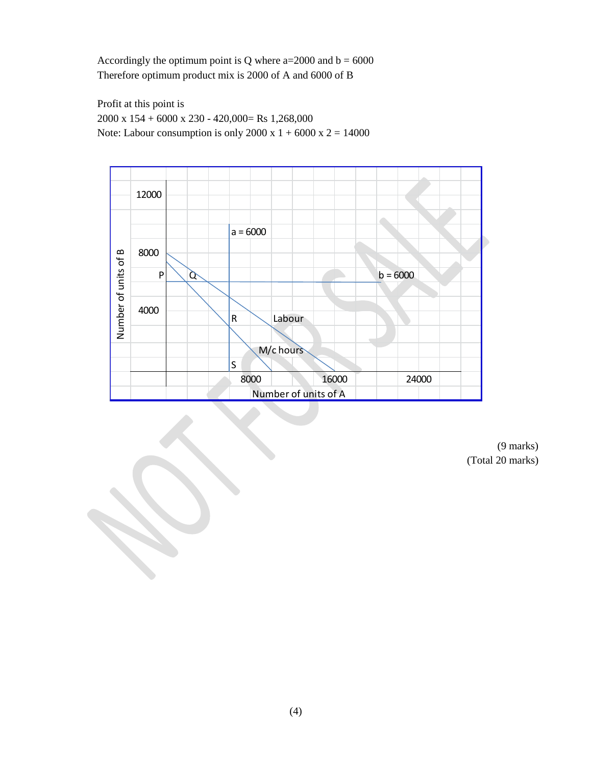Accordingly the optimum point is Q where a=2000 and b = 6000
Therefore optimum product mix is 2000 of A and 6000 of B

Profit at this point is
2000 x 154 + 6000 x 230 - 420,000= Rs 1,268,000
Note: Labour consumption is only 2000 x 1 + 6000 x 2 = 14000

(9 marks)
(Total 20 marks)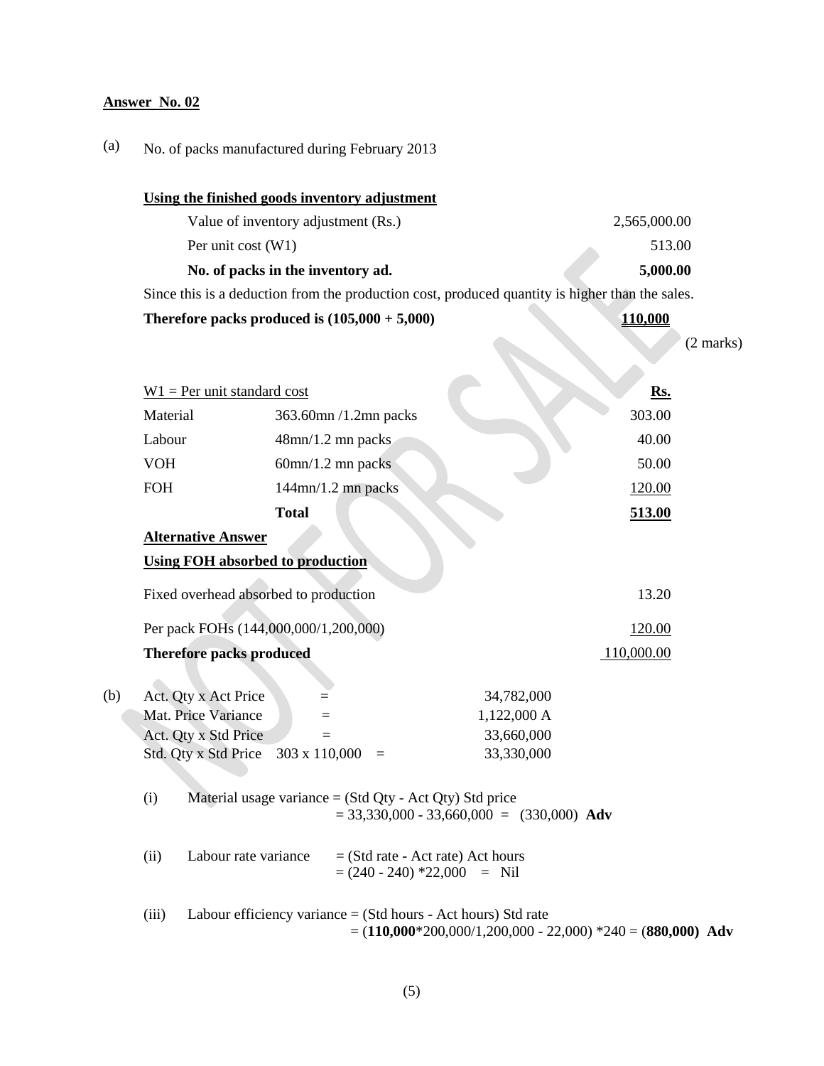**Answer No. 02**

(a) No. of packs manufactured during February 2013

**Using the finished goods inventory adjustment**

| | |
|---|---|
| Value of inventory adjustment (Rs.) | 2,565,000.00 |
| Per unit cost (W1) | 513.00 |
| **No. of packs in the inventory ad.** | **5,000.00** |

Since this is a deduction from the production cost, produced quantity is higher than the sales.

**Therefore packs produced is (105,000 + 5,000)** **110,000**

(2 marks)

| W1 = Per unit standard cost | | Rs. |
|---|---|---|
| Material | 363.60mn /1.2mn packs | 303.00 |
| Labour | 48mn/1.2 mn packs | 40.00 |
| VOH | 60mn/1.2 mn packs | 50.00 |
| FOH | 144mn/1.2 mn packs | 120.00 |
| | **Total** | **513.00** |

**Alternative Answer**

**Using FOH absorbed to production**

| | |
|---|---|
| Fixed overhead absorbed to production | 13.20 |
| Per pack FOHs (144,000,000/1,200,000) | 120.00 |
| **Therefore packs produced** | 110,000.00 |

(b)

| | | |
|---|---|---|
| Act. Qty x Act Price | = | 34,782,000 |
| Mat. Price Variance | = | 1,122,000 A |
| Act. Qty x Std Price | = | 33,660,000 |
| Std. Qty x Std Price | 303 x 110,000 = | 33,330,000 |

(i) Material usage variance = (Std Qty - Act Qty) Std price
= 33,330,000 - 33,660,000 = (330,000) **Adv**

(ii) Labour rate variance = (Std rate - Act rate) Act hours
= (240 - 240) *22,000 = Nil

(iii) Labour efficiency variance = (Std hours - Act hours) Std rate
= (**110,000***200,000/1,200,000 - 22,000) *240 = (**880,000) Adv**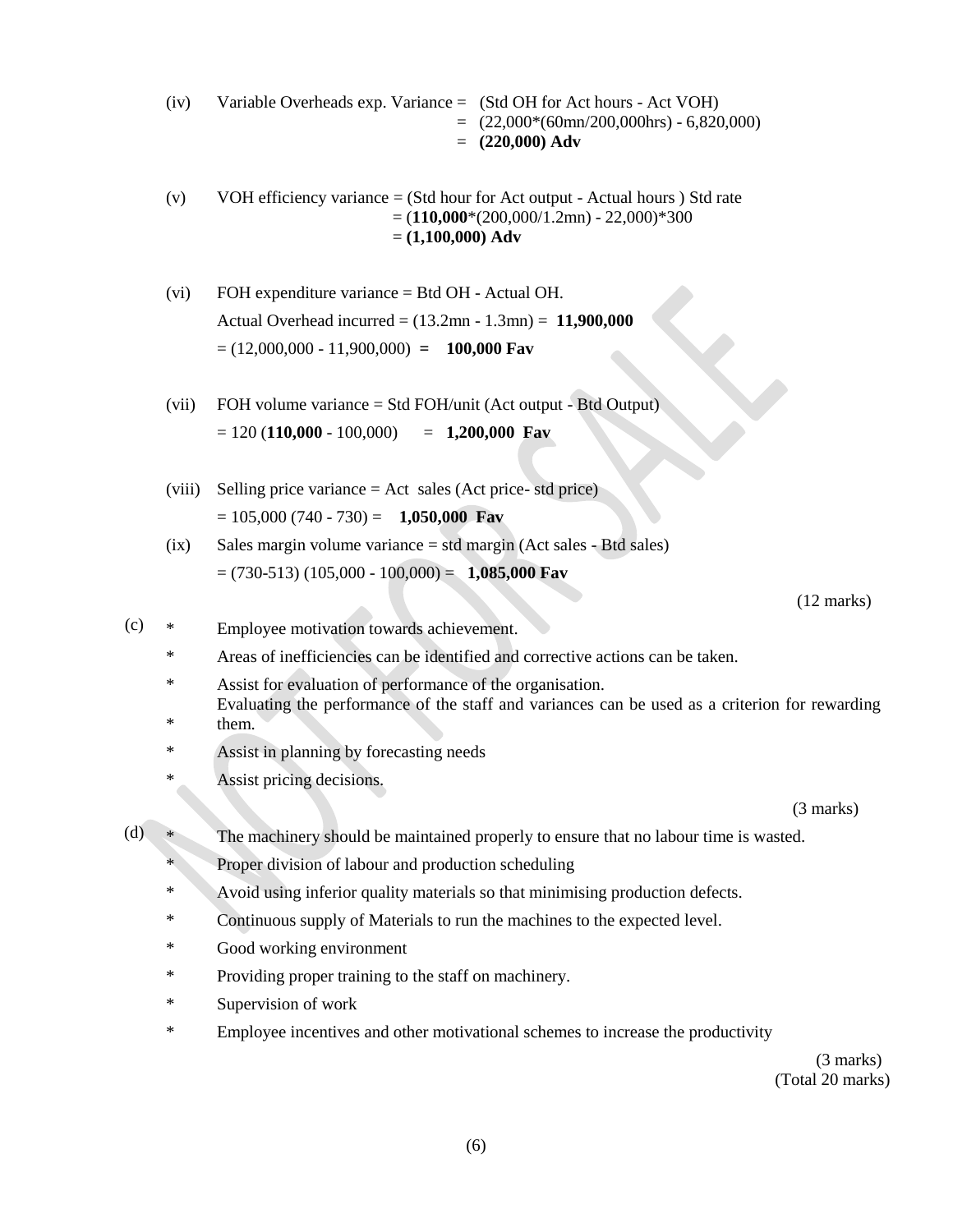(iv) Variable Overheads exp. Variance = (Std OH for Act hours - Act VOH)
= (22,000*(60mn/200,000hrs) - 6,820,000)
= **(220,000) Adv**

(v) VOH efficiency variance = (Std hour for Act output - Actual hours ) Std rate
= (**110,000***(200,000/1.2mn) - 22,000)*300
= **(1,100,000) Adv**

(vi) FOH expenditure variance = Btd OH - Actual OH.
Actual Overhead incurred = (13.2mn - 1.3mn) = **11,900,000**
= (12,000,000 - 11,900,000) **= 100,000 Fav**

(vii) FOH volume variance = Std FOH/unit (Act output - Btd Output)
= 120 (**110,000** - 100,000) = **1,200,000 Fav**

(viii) Selling price variance = Act sales (Act price- std price)
= 105,000 (740 - 730) = **1,050,000 Fav**

(ix) Sales margin volume variance = std margin (Act sales - Btd sales)
= (730-513) (105,000 - 100,000) = **1,085,000 Fav**

(12 marks)

(c)
* Employee motivation towards achievement.
* Areas of inefficiencies can be identified and corrective actions can be taken.
* Assist for evaluation of performance of the organisation.
* Evaluating the performance of the staff and variances can be used as a criterion for rewarding them.
* Assist in planning by forecasting needs
* Assist pricing decisions.

(3 marks)

(d)
* The machinery should be maintained properly to ensure that no labour time is wasted.
* Proper division of labour and production scheduling
* Avoid using inferior quality materials so that minimising production defects.
* Continuous supply of Materials to run the machines to the expected level.
* Good working environment
* Providing proper training to the staff on machinery.
* Supervision of work
* Employee incentives and other motivational schemes to increase the productivity

(3 marks)
(Total 20 marks)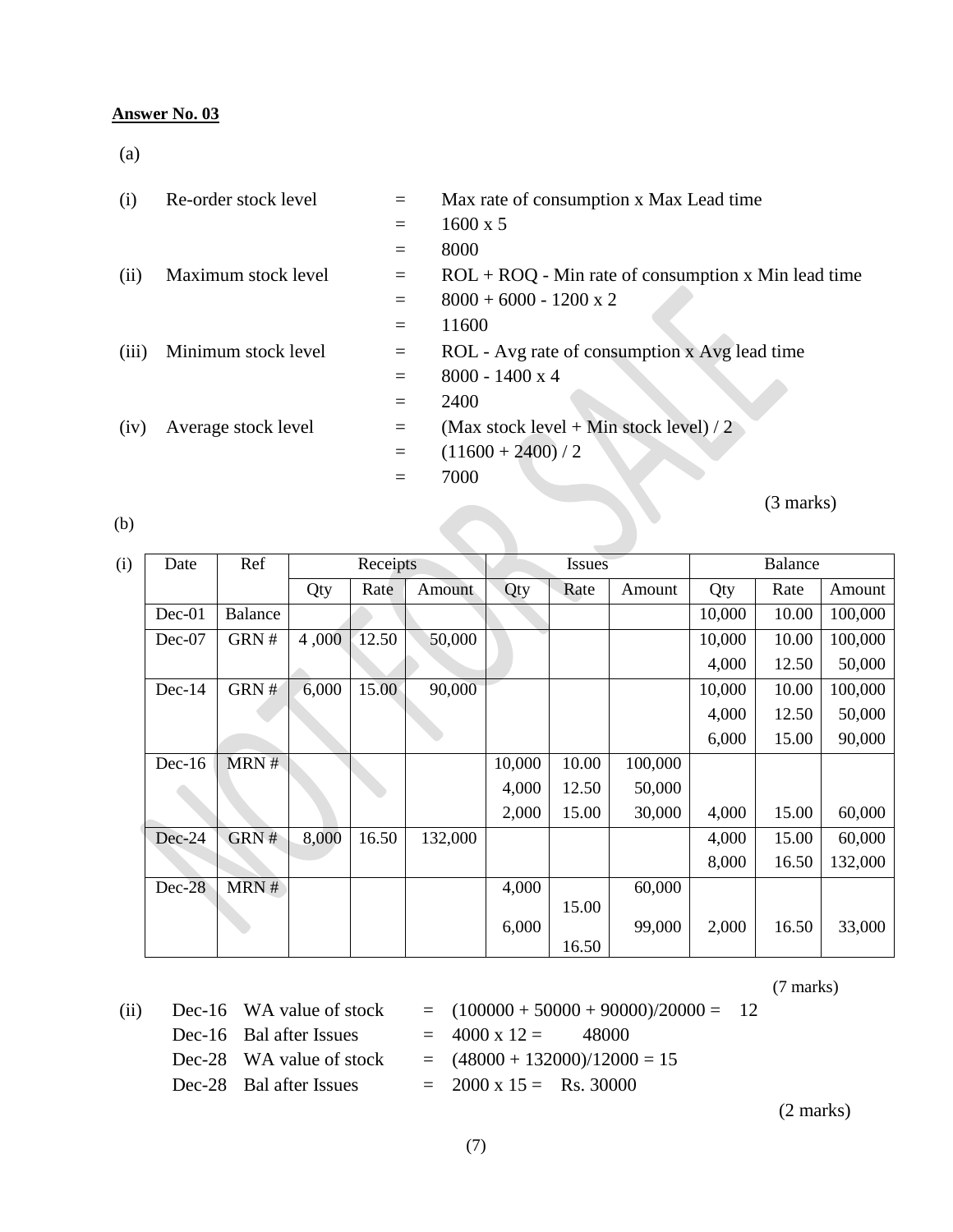**Answer No. 03**

(a)

| | | | |
|---|---|---|---|
| (i) | Re-order stock level | = | Max rate of consumption x Max Lead time |
| | | = | 1600 x 5 |
| | | = | 8000 |
| (ii) | Maximum stock level | = | ROL + ROQ - Min rate of consumption x Min lead time |
| | | = | 8000 + 6000 - 1200 x 2 |
| | | = | 11600 |
| (iii) | Minimum stock level | = | ROL - Avg rate of consumption x Avg lead time |
| | | = | 8000 - 1400 x 4 |
| | | = | 2400 |
| (iv) | Average stock level | = | (Max stock level + Min stock level) / 2 |
| | | = | (11600 + 2400) / 2 |
| | | = | 7000 |

(3 marks)

(b)

(i)

| Date | Ref | Receipts | | | Issues | | | Balance | | |
|---|---|---|---|---|---|---|---|---|---|---|
| | | Qty | Rate | Amount | Qty | Rate | Amount | Qty | Rate | Amount |
| Dec-01 | Balance | | | | | | | 10,000 | 10.00 | 100,000 |
| Dec-07 | GRN # | 4 ,000 | 12.50 | 50,000 | | | | 10,000 | 10.00 | 100,000 |
| | | | | | | | | 4,000 | 12.50 | 50,000 |
| Dec-14 | GRN # | 6,000 | 15.00 | 90,000 | | | | 10,000 | 10.00 | 100,000 |
| | | | | | | | | 4,000 | 12.50 | 50,000 |
| | | | | | | | | 6,000 | 15.00 | 90,000 |
| Dec-16 | MRN # | | | | 10,000 | 10.00 | 100,000 | | | |
| | | | | | 4,000 | 12.50 | 50,000 | | | |
| | | | | | 2,000 | 15.00 | 30,000 | 4,000 | 15.00 | 60,000 |
| Dec-24 | GRN # | 8,000 | 16.50 | 132,000 | | | | 4,000 | 15.00 | 60,000 |
| | | | | | | | | 8,000 | 16.50 | 132,000 |
| Dec-28 | MRN # | | | | 4,000 | 15.00 | 60,000 | | | |
| | | | | | 6,000 | 16.50 | 99,000 | 2,000 | 16.50 | 33,000 |

(7 marks)

(ii)

| | | | |
|---|---|---|---|
| Dec-16 | WA value of stock | = | (100000 + 50000 + 90000)/20000 = 12 |
| Dec-16 | Bal after Issues | = | 4000 x 12 = 48000 |
| Dec-28 | WA value of stock | = | (48000 + 132000)/12000 = 15 |
| Dec-28 | Bal after Issues | = | 2000 x 15 = Rs. 30000 |

(2 marks)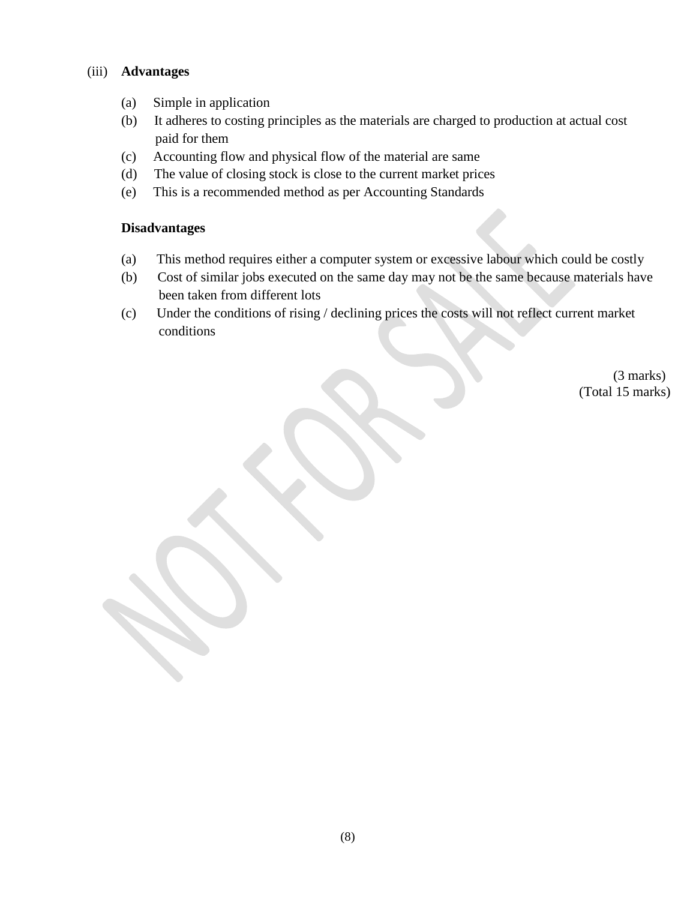(iii) **Advantages**

(a) Simple in application

(b) It adheres to costing principles as the materials are charged to production at actual cost paid for them

(c) Accounting flow and physical flow of the material are same

(d) The value of closing stock is close to the current market prices

(e) This is a recommended method as per Accounting Standards

**Disadvantages**

(a) This method requires either a computer system or excessive labour which could be costly

(b) Cost of similar jobs executed on the same day may not be the same because materials have been taken from different lots

(c) Under the conditions of rising / declining prices the costs will not reflect current market conditions

(3 marks)

(Total 15 marks)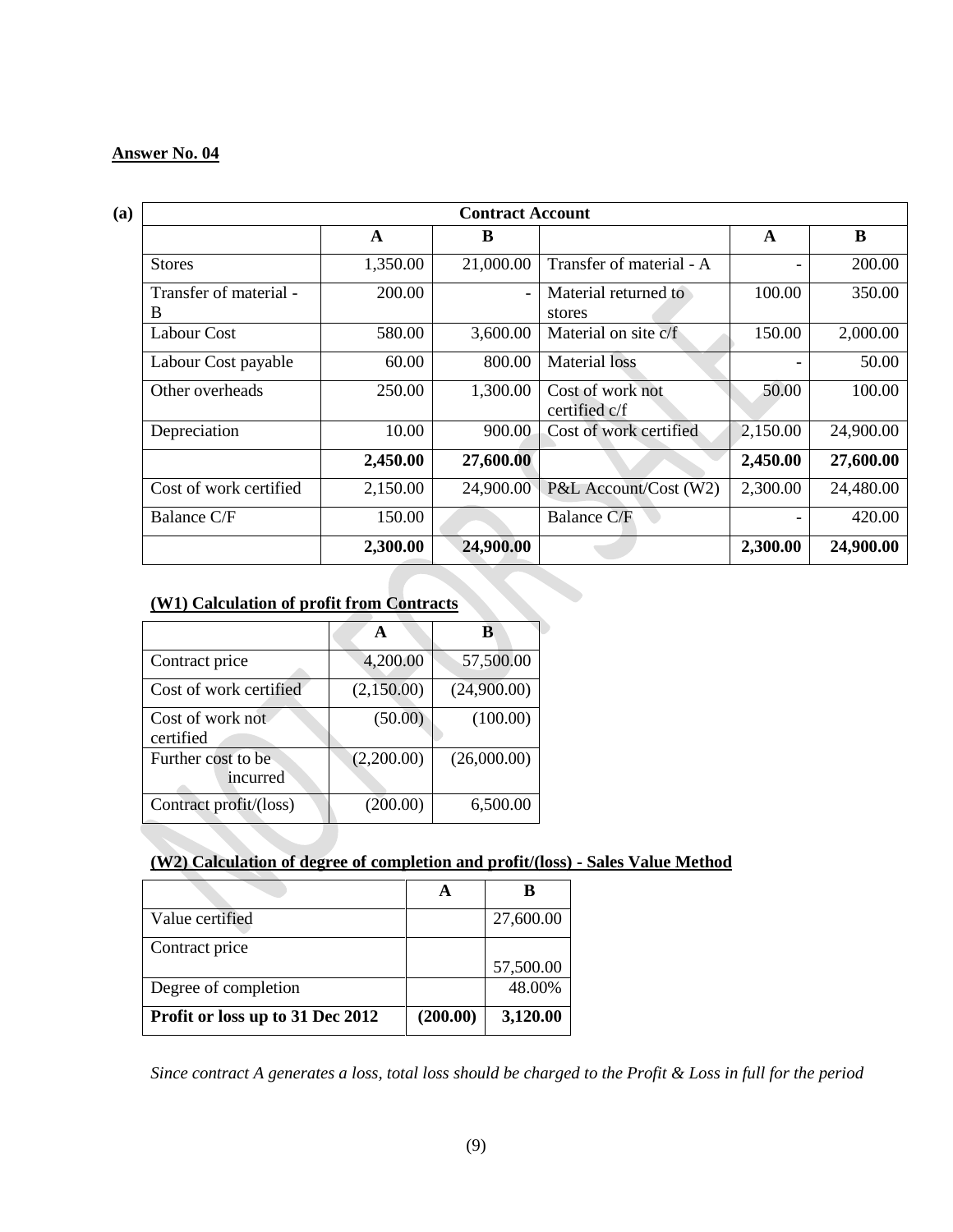**Answer No. 04**

**(a)**

| Contract Account | | | | | |
|---|---|---|---|---|---|
| | **A** | **B** | | **A** | **B** |
| Stores | 1,350.00 | 21,000.00 | Transfer of material - A | - | 200.00 |
| Transfer of material - B | 200.00 | - | Material returned to stores | 100.00 | 350.00 |
| Labour Cost | 580.00 | 3,600.00 | Material on site c/f | 150.00 | 2,000.00 |
| Labour Cost payable | 60.00 | 800.00 | Material loss | - | 50.00 |
| Other overheads | 250.00 | 1,300.00 | Cost of work not certified c/f | 50.00 | 100.00 |
| Depreciation | 10.00 | 900.00 | Cost of work certified | 2,150.00 | 24,900.00 |
| | **2,450.00** | **27,600.00** | | **2,450.00** | **27,600.00** |
| Cost of work certified | 2,150.00 | 24,900.00 | P&L Account/Cost (W2) | 2,300.00 | 24,480.00 |
| Balance C/F | 150.00 | | Balance C/F | - | 420.00 |
| | **2,300.00** | **24,900.00** | | **2,300.00** | **24,900.00** |

**(W1) Calculation of profit from Contracts**

| | **A** | **B** |
|---|---|---|
| Contract price | 4,200.00 | 57,500.00 |
| Cost of work certified | (2,150.00) | (24,900.00) |
| Cost of work not certified | (50.00) | (100.00) |
| Further cost to be incurred | (2,200.00) | (26,000.00) |
| Contract profit/(loss) | (200.00) | 6,500.00 |

**(W2) Calculation of degree of completion and profit/(loss) - Sales Value Method**

| | **A** | **B** |
|---|---|---|
| Value certified | | 27,600.00 |
| Contract price | | 57,500.00 |
| Degree of completion | | 48.00% |
| **Profit or loss up to 31 Dec 2012** | **(200.00)** | **3,120.00** |

*Since contract A generates a loss, total loss should be charged to the Profit & Loss in full for the period*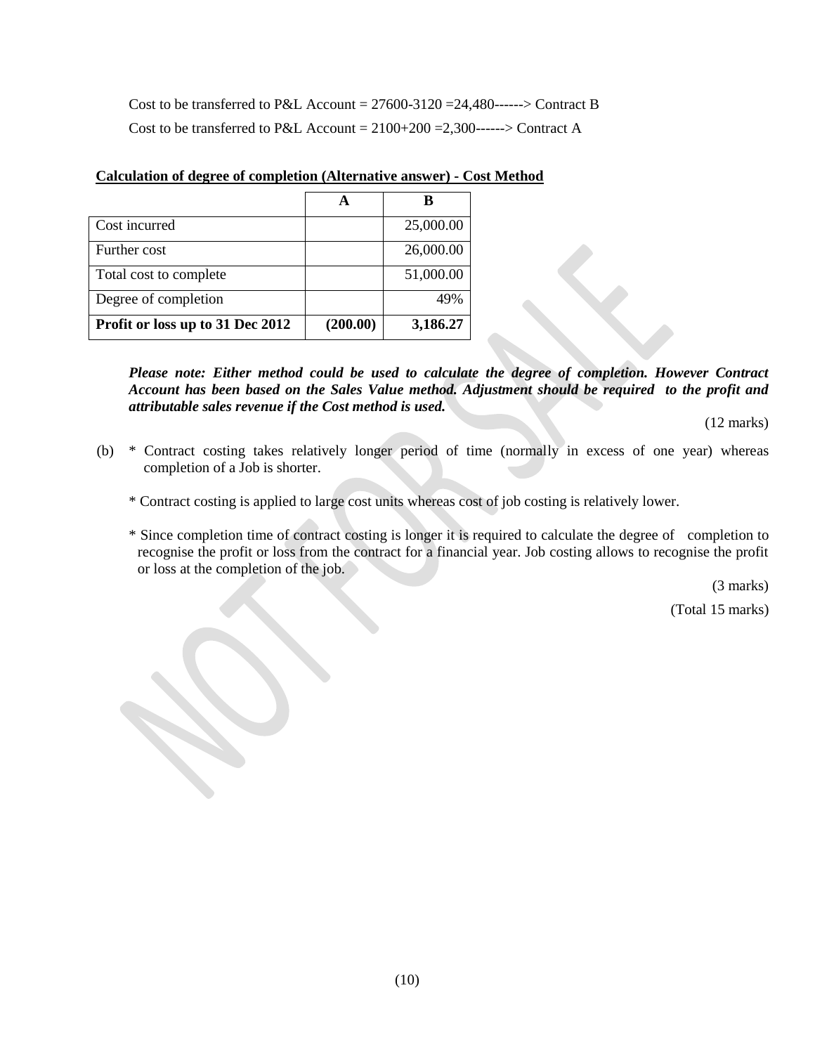Cost to be transferred to P&L Account = 27600-3120 =24,480------> Contract B

Cost to be transferred to P&L Account = 2100+200 =2,300------> Contract A

**Calculation of degree of completion (Alternative answer) - Cost Method**

| | A | B |
|---|---|---|
| Cost incurred | | 25,000.00 |
| Further cost | | 26,000.00 |
| Total cost to complete | | 51,000.00 |
| Degree of completion | | 49% |
| **Profit or loss up to 31 Dec 2012** | **(200.00)** | **3,186.27** |

***Please note: Either method could be used to calculate the degree of completion. However Contract Account has been based on the Sales Value method. Adjustment should be required to the profit and attributable sales revenue if the Cost method is used.***

(12 marks)

(b) * Contract costing takes relatively longer period of time (normally in excess of one year) whereas completion of a Job is shorter.

* Contract costing is applied to large cost units whereas cost of job costing is relatively lower.

* Since completion time of contract costing is longer it is required to calculate the degree of completion to recognise the profit or loss from the contract for a financial year. Job costing allows to recognise the profit or loss at the completion of the job.

(3 marks)

(Total 15 marks)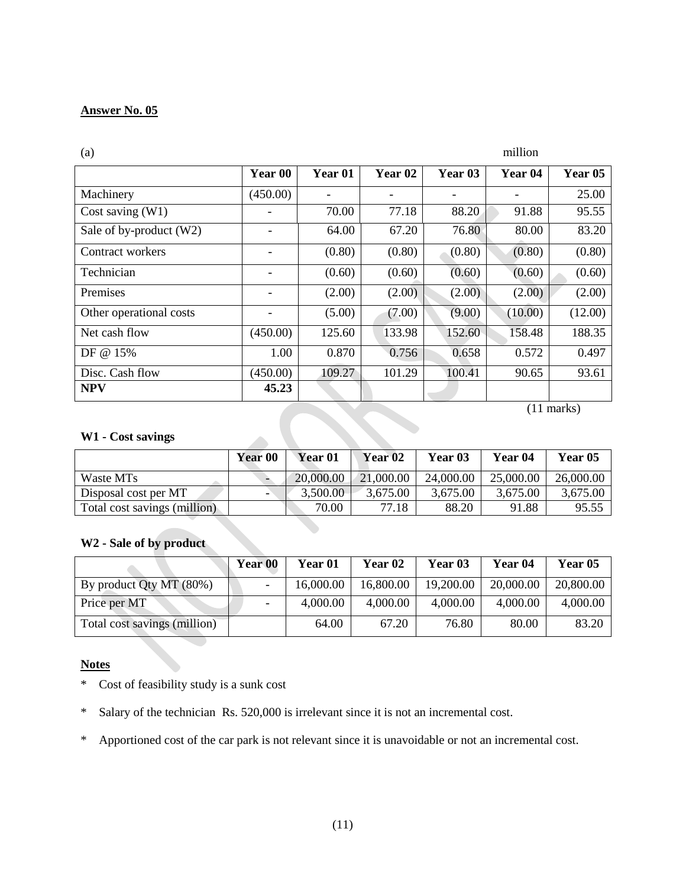**Answer No. 05**

(a) million

| | Year 00 | Year 01 | Year 02 | Year 03 | Year 04 | Year 05 |
|---|---|---|---|---|---|---|
| Machinery | (450.00) | - | - | - | - | 25.00 |
| Cost saving (W1) | - | 70.00 | 77.18 | 88.20 | 91.88 | 95.55 |
| Sale of by-product (W2) | - | 64.00 | 67.20 | 76.80 | 80.00 | 83.20 |
| Contract workers | - | (0.80) | (0.80) | (0.80) | (0.80) | (0.80) |
| Technician | - | (0.60) | (0.60) | (0.60) | (0.60) | (0.60) |
| Premises | - | (2.00) | (2.00) | (2.00) | (2.00) | (2.00) |
| Other operational costs | - | (5.00) | (7.00) | (9.00) | (10.00) | (12.00) |
| Net cash flow | (450.00) | 125.60 | 133.98 | 152.60 | 158.48 | 188.35 |
| DF @ 15% | 1.00 | 0.870 | 0.756 | 0.658 | 0.572 | 0.497 |
| Disc. Cash flow | (450.00) | 109.27 | 101.29 | 100.41 | 90.65 | 93.61 |
| **NPV** | **45.23** | | | | | |

(11 marks)

**W1 - Cost savings**

| | Year 00 | Year 01 | Year 02 | Year 03 | Year 04 | Year 05 |
|---|---|---|---|---|---|---|
| Waste MTs | - | 20,000.00 | 21,000.00 | 24,000.00 | 25,000.00 | 26,000.00 |
| Disposal cost per MT | - | 3,500.00 | 3,675.00 | 3,675.00 | 3,675.00 | 3,675.00 |
| Total cost savings (million) | | 70.00 | 77.18 | 88.20 | 91.88 | 95.55 |

**W2 - Sale of by product**

| | Year 00 | Year 01 | Year 02 | Year 03 | Year 04 | Year 05 |
|---|---|---|---|---|---|---|
| By product Qty MT (80%) | - | 16,000.00 | 16,800.00 | 19,200.00 | 20,000.00 | 20,800.00 |
| Price per MT | - | 4,000.00 | 4,000.00 | 4,000.00 | 4,000.00 | 4,000.00 |
| Total cost savings (million) | | 64.00 | 67.20 | 76.80 | 80.00 | 83.20 |

**Notes**

- Cost of feasibility study is a sunk cost
- Salary of the technician Rs. 520,000 is irrelevant since it is not an incremental cost.
- Apportioned cost of the car park is not relevant since it is unavoidable or not an incremental cost.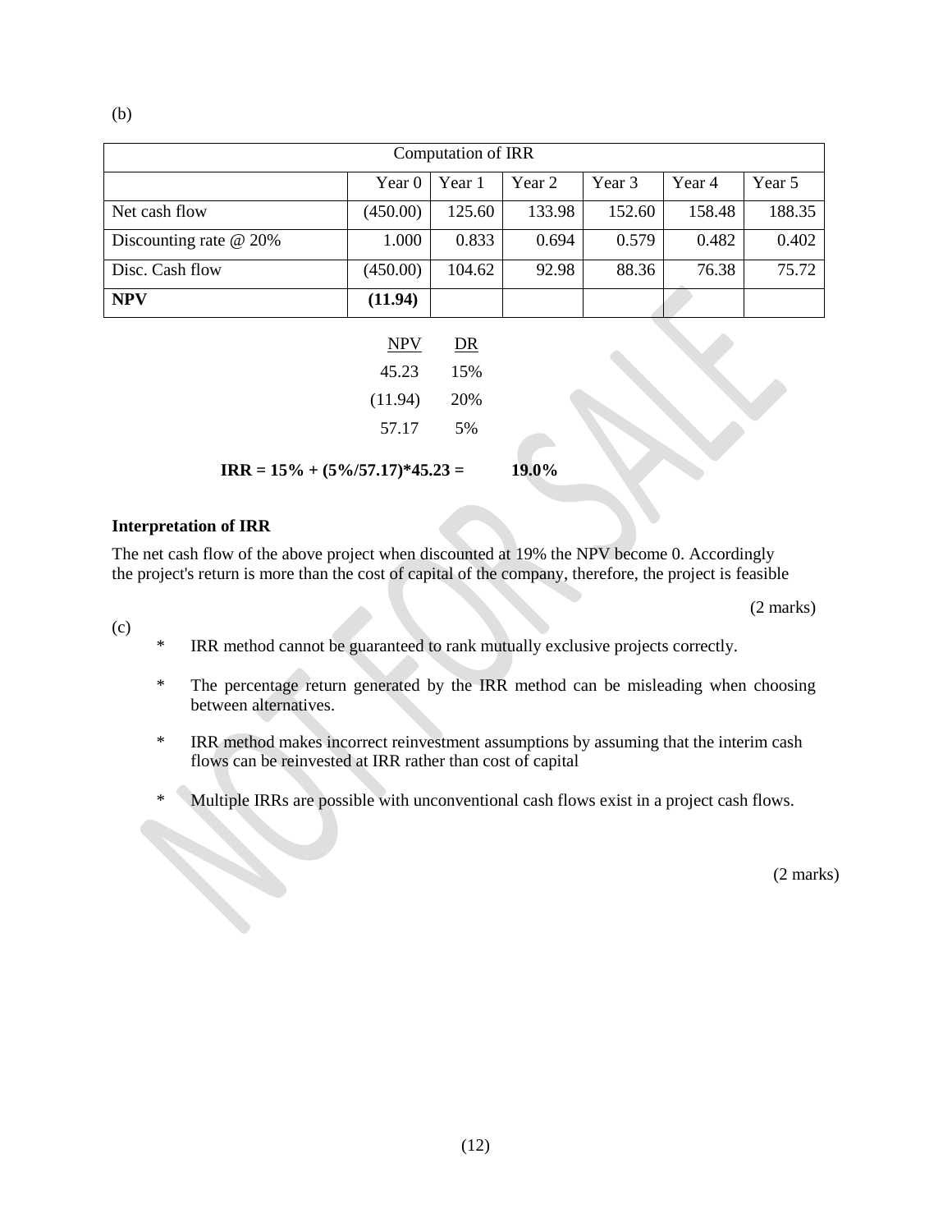(b)

| Computation of IRR | | | | | | |
|---|---|---|---|---|---|---|
| | Year 0 | Year 1 | Year 2 | Year 3 | Year 4 | Year 5 |
| Net cash flow | (450.00) | 125.60 | 133.98 | 152.60 | 158.48 | 188.35 |
| Discounting rate @ 20% | 1.000 | 0.833 | 0.694 | 0.579 | 0.482 | 0.402 |
| Disc. Cash flow | (450.00) | 104.62 | 92.98 | 88.36 | 76.38 | 75.72 |
| **NPV** | **(11.94)** | | | | | |

| NPV | DR |
|---|---|
| 45.23 | 15% |
| (11.94) | 20% |
| 57.17 | 5% |

**IRR = 15% + (5%/57.17)*45.23 = 19.0%**

**Interpretation of IRR**

The net cash flow of the above project when discounted at 19% the NPV become 0. Accordingly the project's return is more than the cost of capital of the company, therefore, the project is feasible

(2 marks)

(c)

* IRR method cannot be guaranteed to rank mutually exclusive projects correctly.

* The percentage return generated by the IRR method can be misleading when choosing between alternatives.

* IRR method makes incorrect reinvestment assumptions by assuming that the interim cash flows can be reinvested at IRR rather than cost of capital

* Multiple IRRs are possible with unconventional cash flows exist in a project cash flows.

(2 marks)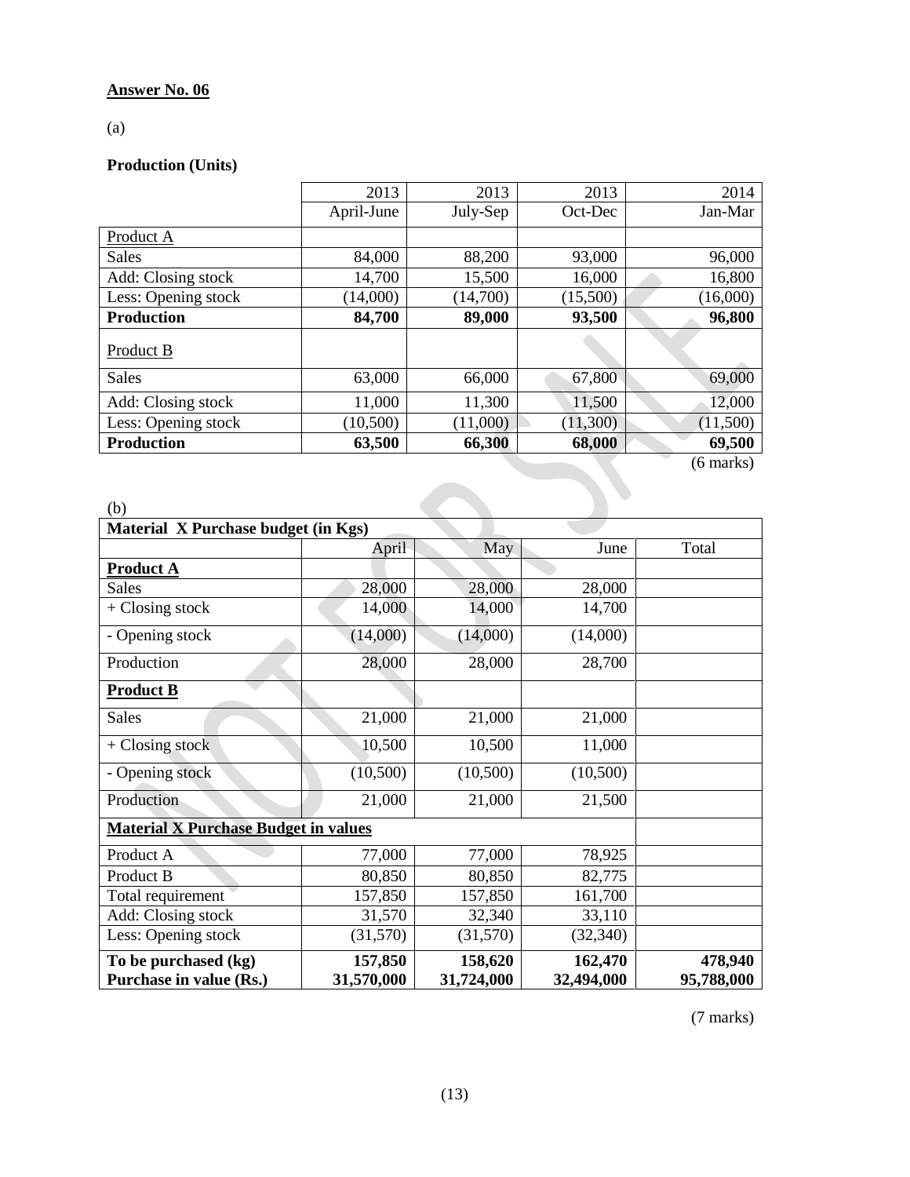**Answer No. 06**

(a)

**Production (Units)**

| | 2013 April-June | 2013 July-Sep | 2013 Oct-Dec | 2014 Jan-Mar |
|---|---|---|---|---|
| Product A | | | | |
| Sales | 84,000 | 88,200 | 93,000 | 96,000 |
| Add: Closing stock | 14,700 | 15,500 | 16,000 | 16,800 |
| Less: Opening stock | (14,000) | (14,700) | (15,500) | (16,000) |
| **Production** | **84,700** | **89,000** | **93,500** | **96,800** |
| Product B | | | | |
| Sales | 63,000 | 66,000 | 67,800 | 69,000 |
| Add: Closing stock | 11,000 | 11,300 | 11,500 | 12,000 |
| Less: Opening stock | (10,500) | (11,000) | (11,300) | (11,500) |
| **Production** | **63,500** | **66,300** | **68,000** | **69,500** |

(6 marks)

(b)

| **Material X Purchase budget (in Kgs)** | | | | |
|---|---|---|---|---|
| | April | May | June | Total |
| **Product A** | | | | |
| Sales | 28,000 | 28,000 | 28,000 | |
| + Closing stock | 14,000 | 14,000 | 14,700 | |
| - Opening stock | (14,000) | (14,000) | (14,000) | |
| Production | 28,000 | 28,000 | 28,700 | |
| **Product B** | | | | |
| Sales | 21,000 | 21,000 | 21,000 | |
| + Closing stock | 10,500 | 10,500 | 11,000 | |
| - Opening stock | (10,500) | (10,500) | (10,500) | |
| Production | 21,000 | 21,000 | 21,500 | |
| **Material X Purchase Budget in values** | | | | |
| Product A | 77,000 | 77,000 | 78,925 | |
| Product B | 80,850 | 80,850 | 82,775 | |
| Total requirement | 157,850 | 157,850 | 161,700 | |
| Add: Closing stock | 31,570 | 32,340 | 33,110 | |
| Less: Opening stock | (31,570) | (31,570) | (32,340) | |
| **To be purchased (kg)** | **157,850** | **158,620** | **162,470** | **478,940** |
| **Purchase in value (Rs.)** | **31,570,000** | **31,724,000** | **32,494,000** | **95,788,000** |

(7 marks)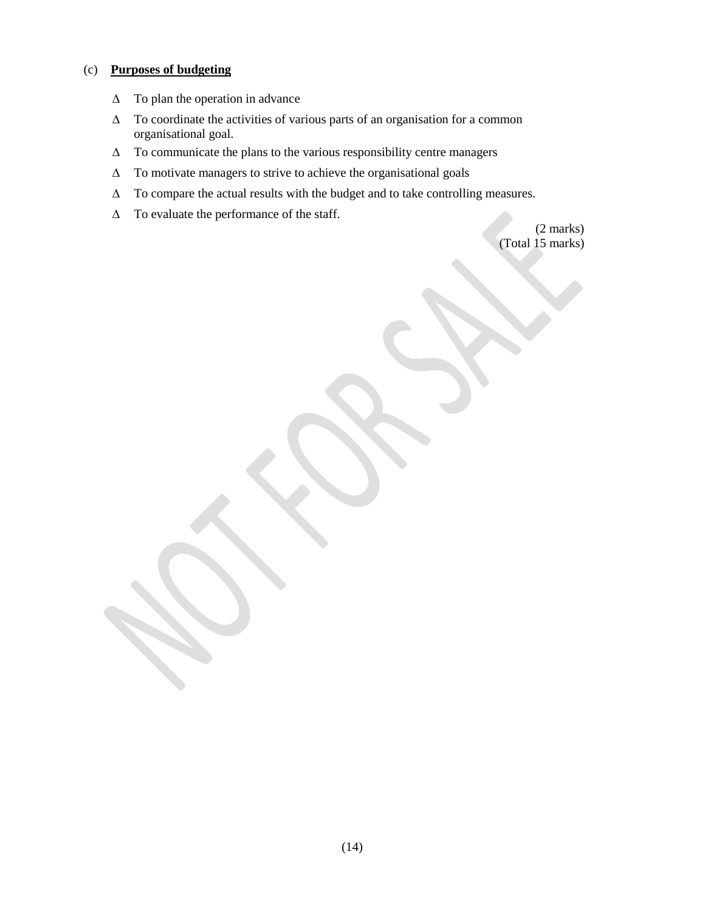(c) **<u>Purposes of budgeting</u>**

- To plan the operation in advance
- To coordinate the activities of various parts of an organisation for a common organisational goal.
- To communicate the plans to the various responsibility centre managers
- To motivate managers to strive to achieve the organisational goals
- To compare the actual results with the budget and to take controlling measures.
- To evaluate the performance of the staff.

(2 marks)
(Total 15 marks)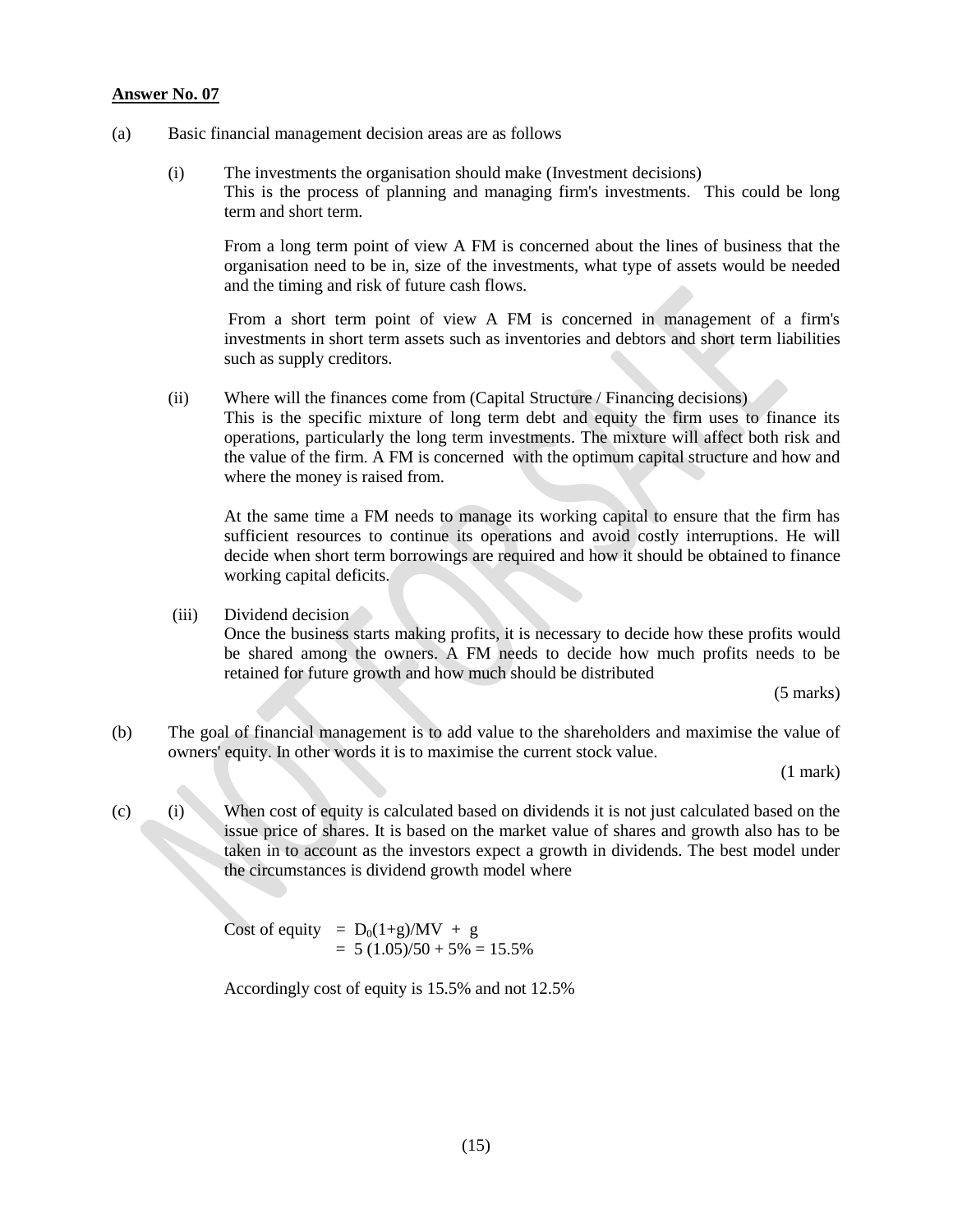**Answer No. 07**

(a) Basic financial management decision areas are as follows

(i) The investments the organisation should make (Investment decisions)
This is the process of planning and managing firm's investments. This could be long term and short term.

From a long term point of view A FM is concerned about the lines of business that the organisation need to be in, size of the investments, what type of assets would be needed and the timing and risk of future cash flows.

From a short term point of view A FM is concerned in management of a firm's investments in short term assets such as inventories and debtors and short term liabilities such as supply creditors.

(ii) Where will the finances come from (Capital Structure / Financing decisions)
This is the specific mixture of long term debt and equity the firm uses to finance its operations, particularly the long term investments. The mixture will affect both risk and the value of the firm. A FM is concerned with the optimum capital structure and how and where the money is raised from.

At the same time a FM needs to manage its working capital to ensure that the firm has sufficient resources to continue its operations and avoid costly interruptions. He will decide when short term borrowings are required and how it should be obtained to finance working capital deficits.

(iii) Dividend decision
Once the business starts making profits, it is necessary to decide how these profits would be shared among the owners. A FM needs to decide how much profits needs to be retained for future growth and how much should be distributed

(5 marks)

(b) The goal of financial management is to add value to the shareholders and maximise the value of owners' equity. In other words it is to maximise the current stock value.

(1 mark)

(c) (i) When cost of equity is calculated based on dividends it is not just calculated based on the issue price of shares. It is based on the market value of shares and growth also has to be taken in to account as the investors expect a growth in dividends. The best model under the circumstances is dividend growth model where

$$\text{Cost of equity} = D_0(1+g)/MV + g$$
$$= 5\,(1.05)/50 + 5\% = 15.5\%$$

Accordingly cost of equity is 15.5% and not 12.5%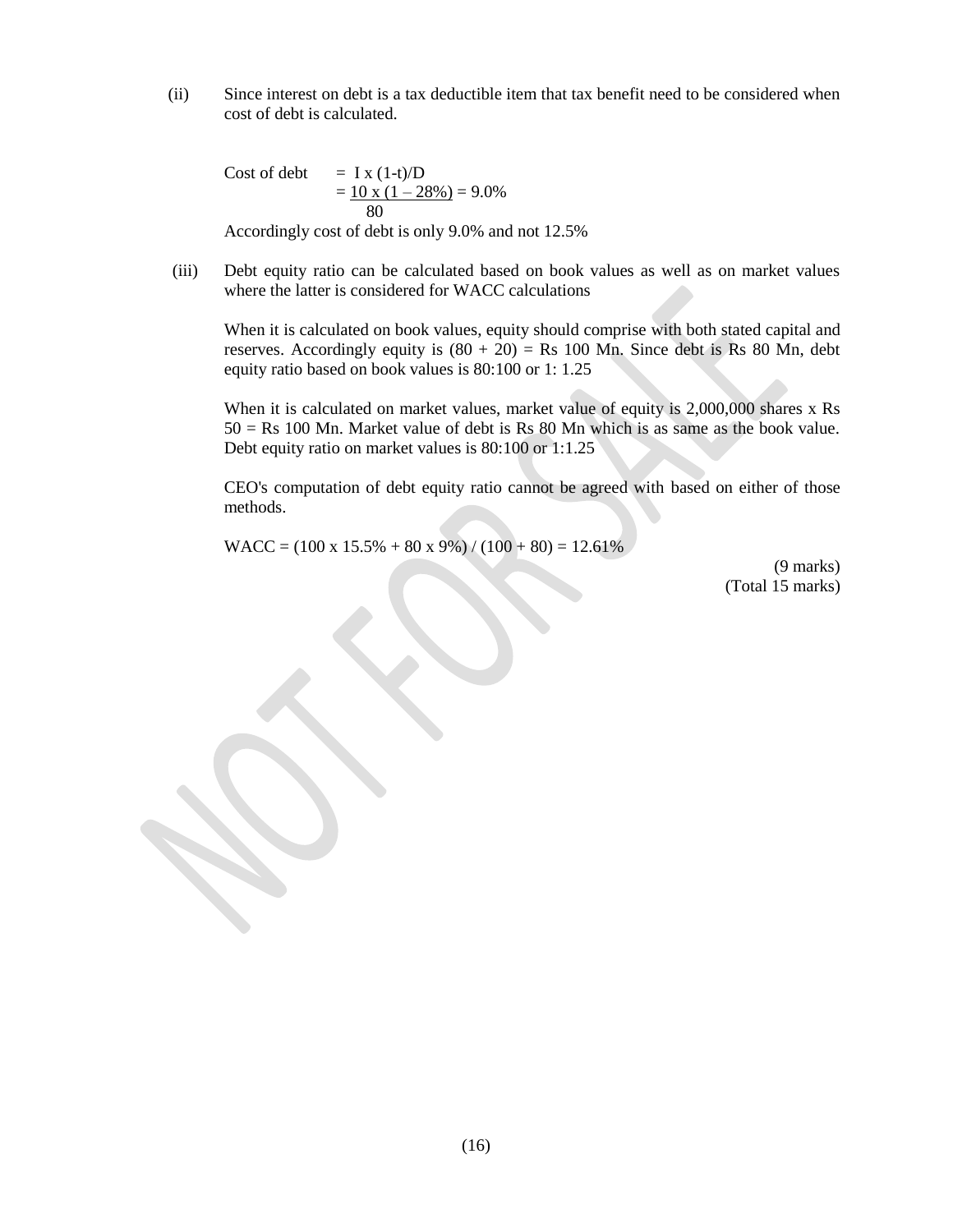(ii) Since interest on debt is a tax deductible item that tax benefit need to be considered when cost of debt is calculated.

Cost of debt $= I \times (1-t)/D$

$= \frac{10 \times (1 - 28\%)}{80} = 9.0\%$

Accordingly cost of debt is only 9.0% and not 12.5%

(iii) Debt equity ratio can be calculated based on book values as well as on market values where the latter is considered for WACC calculations

When it is calculated on book values, equity should comprise with both stated capital and reserves. Accordingly equity is (80 + 20) = Rs 100 Mn. Since debt is Rs 80 Mn, debt equity ratio based on book values is 80:100 or 1: 1.25

When it is calculated on market values, market value of equity is 2,000,000 shares x Rs 50 = Rs 100 Mn. Market value of debt is Rs 80 Mn which is as same as the book value. Debt equity ratio on market values is 80:100 or 1:1.25

CEO's computation of debt equity ratio cannot be agreed with based on either of those methods.

WACC = (100 x 15.5% + 80 x 9%) / (100 + 80) = 12.61%

(9 marks)
(Total 15 marks)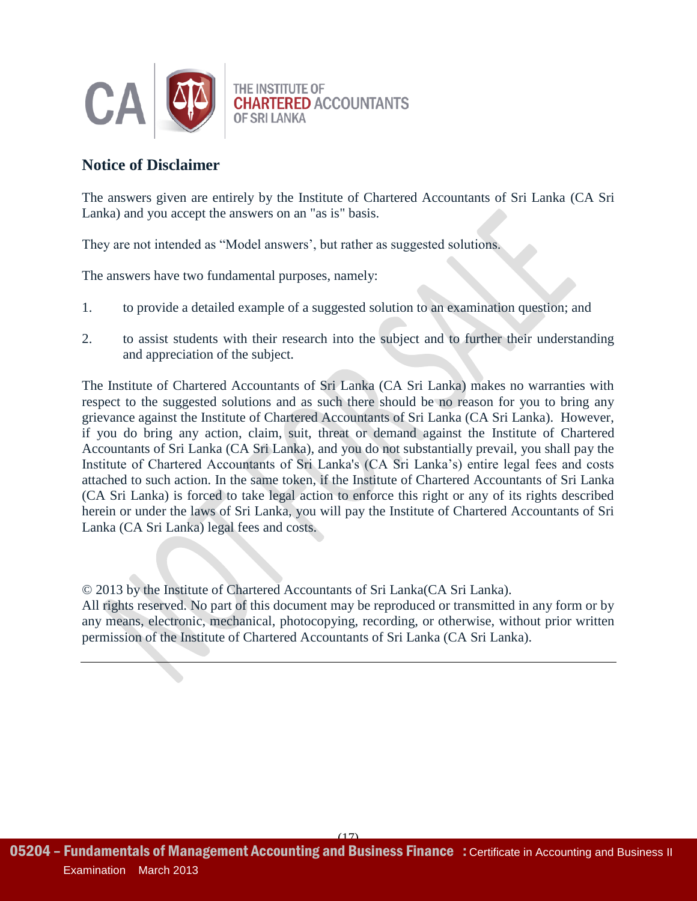THE INSTITUTE OF CHARTERED ACCOUNTANTS OF SRI LANKA

## Notice of Disclaimer

The answers given are entirely by the Institute of Chartered Accountants of Sri Lanka (CA Sri Lanka) and you accept the answers on an "as is" basis.

They are not intended as "Model answers', but rather as suggested solutions.

The answers have two fundamental purposes, namely:

1. to provide a detailed example of a suggested solution to an examination question; and
2. to assist students with their research into the subject and to further their understanding and appreciation of the subject.

The Institute of Chartered Accountants of Sri Lanka (CA Sri Lanka) makes no warranties with respect to the suggested solutions and as such there should be no reason for you to bring any grievance against the Institute of Chartered Accountants of Sri Lanka (CA Sri Lanka). However, if you do bring any action, claim, suit, threat or demand against the Institute of Chartered Accountants of Sri Lanka (CA Sri Lanka), and you do not substantially prevail, you shall pay the Institute of Chartered Accountants of Sri Lanka's (CA Sri Lanka's) entire legal fees and costs attached to such action. In the same token, if the Institute of Chartered Accountants of Sri Lanka (CA Sri Lanka) is forced to take legal action to enforce this right or any of its rights described herein or under the laws of Sri Lanka, you will pay the Institute of Chartered Accountants of Sri Lanka (CA Sri Lanka) legal fees and costs.

© 2013 by the Institute of Chartered Accountants of Sri Lanka(CA Sri Lanka).
All rights reserved. No part of this document may be reproduced or transmitted in any form or by any means, electronic, mechanical, photocopying, recording, or otherwise, without prior written permission of the Institute of Chartered Accountants of Sri Lanka (CA Sri Lanka).